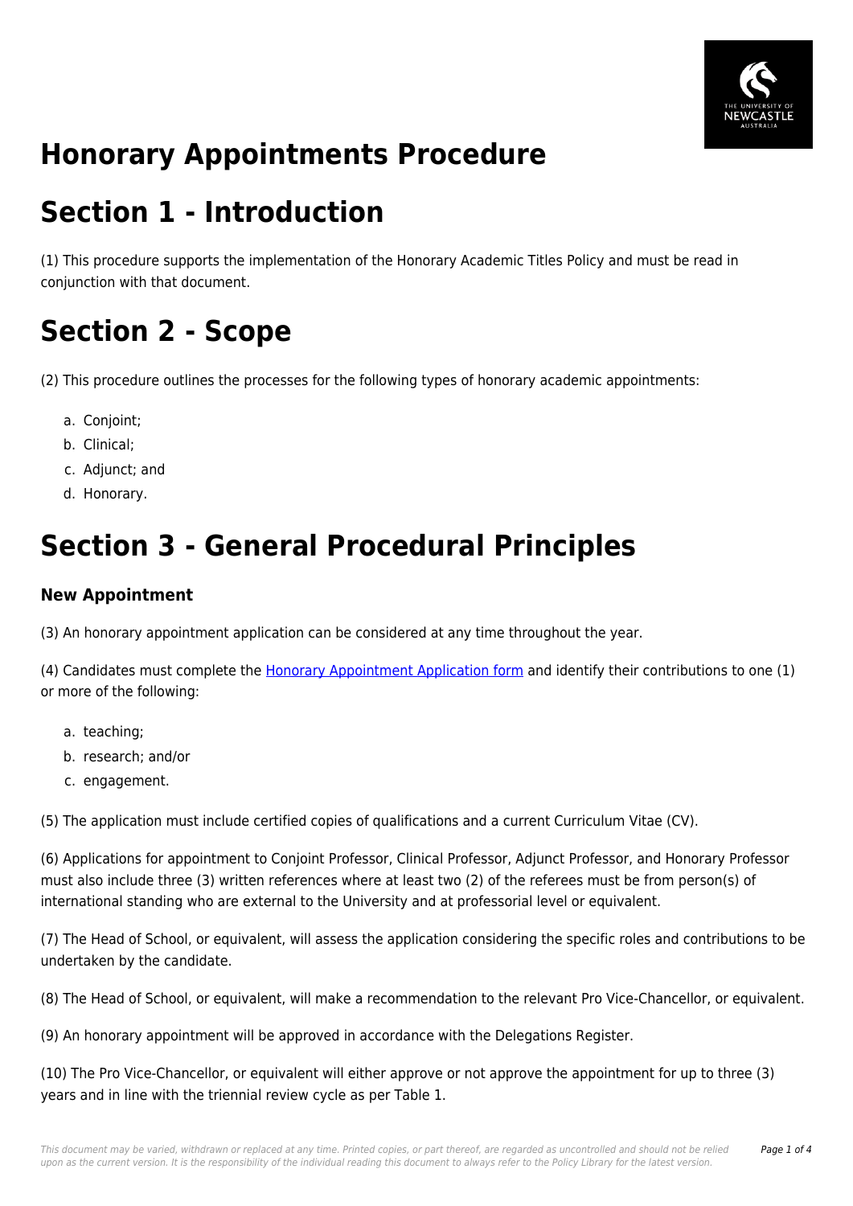# Honorary Appointments Procedure

# Section 1 - Introduction

(1) This procedure supports the implementation of the Honorary Academic Titles Policy and must be read in conjunction with that document.

# Section 2 - Scope

(2) This procedure outlines the processes for the following types of honorary academic appointments:

a. Conjoint;
b. Clinical;
c. Adjunct; and
d. Honorary.

# Section 3 - General Procedural Principles

### New Appointment

(3) An honorary appointment application can be considered at any time throughout the year.

(4) Candidates must complete the [Honorary Appointment Application form]() and identify their contributions to one (1) or more of the following:

a. teaching;
b. research; and/or
c. engagement.

(5) The application must include certified copies of qualifications and a current Curriculum Vitae (CV).

(6) Applications for appointment to Conjoint Professor, Clinical Professor, Adjunct Professor, and Honorary Professor must also include three (3) written references where at least two (2) of the referees must be from person(s) of international standing who are external to the University and at professorial level or equivalent.

(7) The Head of School, or equivalent, will assess the application considering the specific roles and contributions to be undertaken by the candidate.

(8) The Head of School, or equivalent, will make a recommendation to the relevant Pro Vice-Chancellor, or equivalent.

(9) An honorary appointment will be approved in accordance with the Delegations Register.

(10) The Pro Vice-Chancellor, or equivalent will either approve or not approve the appointment for up to three (3) years and in line with the triennial review cycle as per Table 1.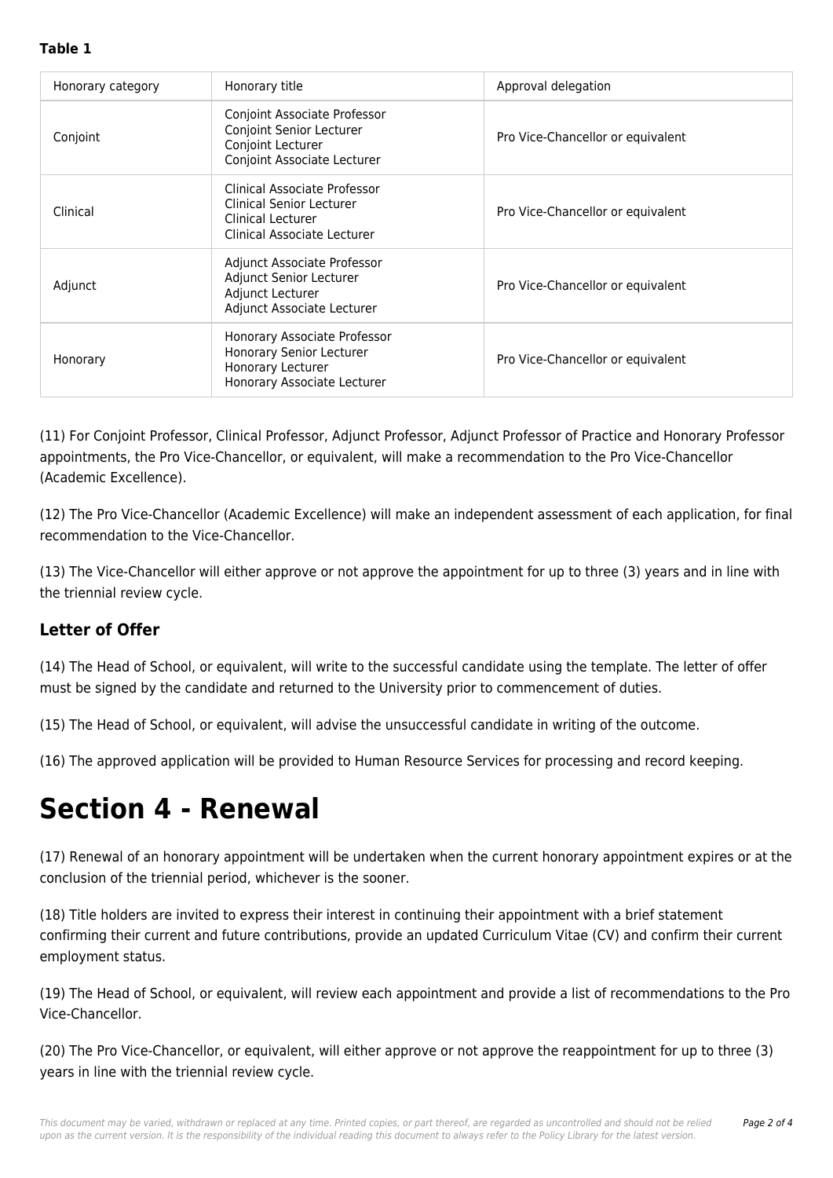**Table 1**

| Honorary category | Honorary title | Approval delegation |
| --- | --- | --- |
| Conjoint | Conjoint Associate Professor<br>Conjoint Senior Lecturer<br>Conjoint Lecturer<br>Conjoint Associate Lecturer | Pro Vice-Chancellor or equivalent |
| Clinical | Clinical Associate Professor<br>Clinical Senior Lecturer<br>Clinical Lecturer<br>Clinical Associate Lecturer | Pro Vice-Chancellor or equivalent |
| Adjunct | Adjunct Associate Professor<br>Adjunct Senior Lecturer<br>Adjunct Lecturer<br>Adjunct Associate Lecturer | Pro Vice-Chancellor or equivalent |
| Honorary | Honorary Associate Professor<br>Honorary Senior Lecturer<br>Honorary Lecturer<br>Honorary Associate Lecturer | Pro Vice-Chancellor or equivalent |

(11) For Conjoint Professor, Clinical Professor, Adjunct Professor, Adjunct Professor of Practice and Honorary Professor appointments, the Pro Vice-Chancellor, or equivalent, will make a recommendation to the Pro Vice-Chancellor (Academic Excellence).

(12) The Pro Vice-Chancellor (Academic Excellence) will make an independent assessment of each application, for final recommendation to the Vice-Chancellor.

(13) The Vice-Chancellor will either approve or not approve the appointment for up to three (3) years and in line with the triennial review cycle.

### Letter of Offer

(14) The Head of School, or equivalent, will write to the successful candidate using the template. The letter of offer must be signed by the candidate and returned to the University prior to commencement of duties.

(15) The Head of School, or equivalent, will advise the unsuccessful candidate in writing of the outcome.

(16) The approved application will be provided to Human Resource Services for processing and record keeping.

# Section 4 - Renewal

(17) Renewal of an honorary appointment will be undertaken when the current honorary appointment expires or at the conclusion of the triennial period, whichever is the sooner.

(18) Title holders are invited to express their interest in continuing their appointment with a brief statement confirming their current and future contributions, provide an updated Curriculum Vitae (CV) and confirm their current employment status.

(19) The Head of School, or equivalent, will review each appointment and provide a list of recommendations to the Pro Vice-Chancellor.

(20) The Pro Vice-Chancellor, or equivalent, will either approve or not approve the reappointment for up to three (3) years in line with the triennial review cycle.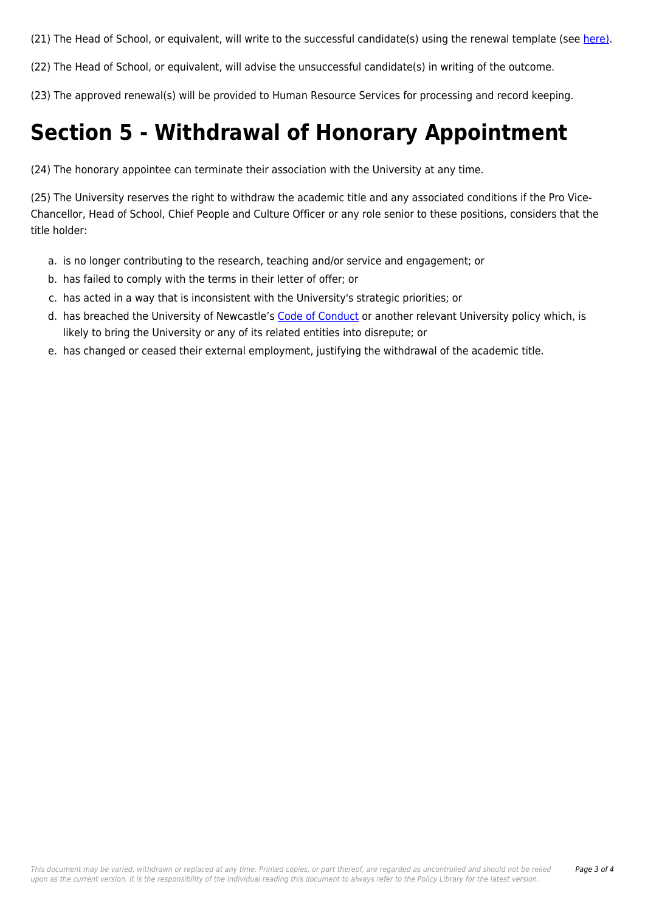(21) The Head of School, or equivalent, will write to the successful candidate(s) using the renewal template (see here).

(22) The Head of School, or equivalent, will advise the unsuccessful candidate(s) in writing of the outcome.

(23) The approved renewal(s) will be provided to Human Resource Services for processing and record keeping.

# Section 5 - Withdrawal of Honorary Appointment

(24) The honorary appointee can terminate their association with the University at any time.

(25) The University reserves the right to withdraw the academic title and any associated conditions if the Pro Vice-Chancellor, Head of School, Chief People and Culture Officer or any role senior to these positions, considers that the title holder:

a. is no longer contributing to the research, teaching and/or service and engagement; or
b. has failed to comply with the terms in their letter of offer; or
c. has acted in a way that is inconsistent with the University's strategic priorities; or
d. has breached the University of Newcastle's Code of Conduct or another relevant University policy which, is likely to bring the University or any of its related entities into disrepute; or
e. has changed or ceased their external employment, justifying the withdrawal of the academic title.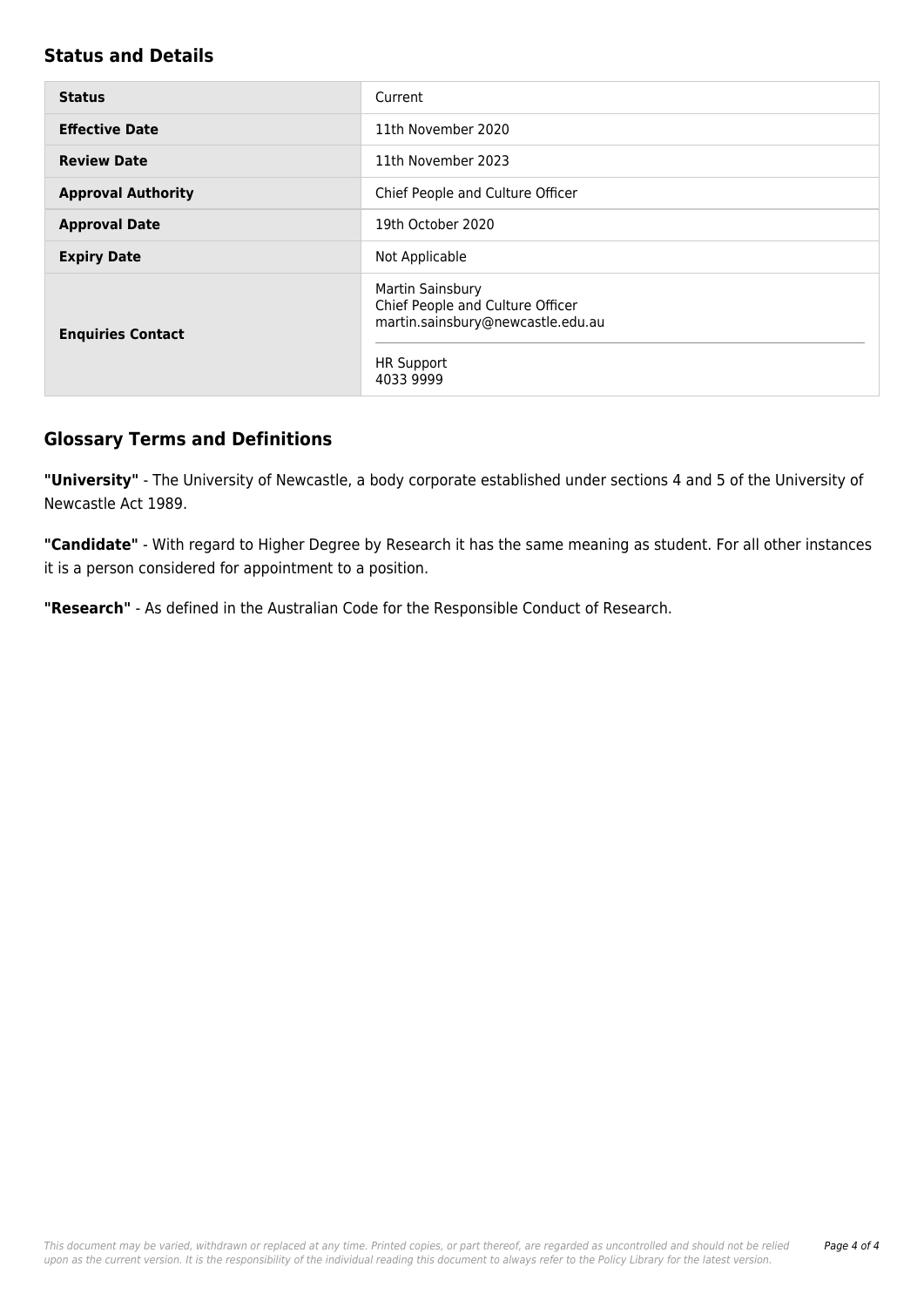## Status and Details

| | |
|---|---|
| **Status** | Current |
| **Effective Date** | 11th November 2020 |
| **Review Date** | 11th November 2023 |
| **Approval Authority** | Chief People and Culture Officer |
| **Approval Date** | 19th October 2020 |
| **Expiry Date** | Not Applicable |
| **Enquiries Contact** | Martin Sainsbury<br>Chief People and Culture Officer<br>martin.sainsbury@newcastle.edu.au<br><br>HR Support<br>4033 9999 |

## Glossary Terms and Definitions

**"University"** - The University of Newcastle, a body corporate established under sections 4 and 5 of the University of Newcastle Act 1989.

**"Candidate"** - With regard to Higher Degree by Research it has the same meaning as student. For all other instances it is a person considered for appointment to a position.

**"Research"** - As defined in the Australian Code for the Responsible Conduct of Research.